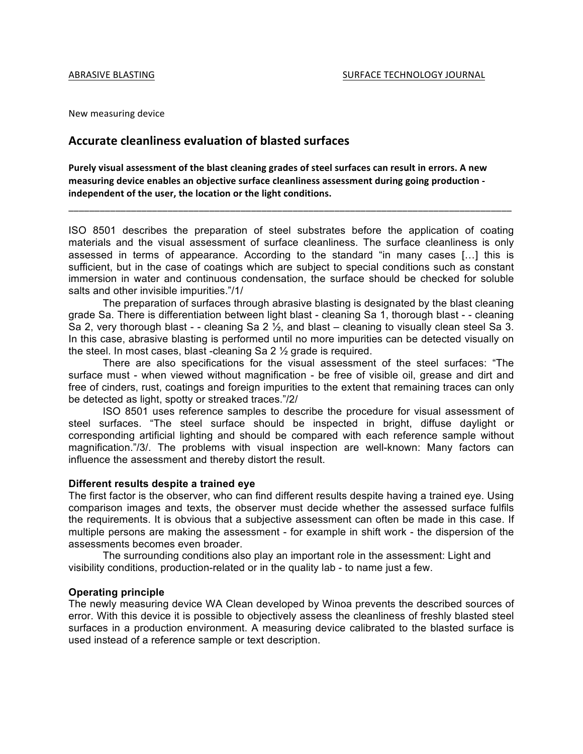New measuring device

# Accurate cleanliness evaluation of blasted surfaces

**Purely visual assessment of the blast cleaning grades of steel surfaces can result in errors. A new measuring device enables an objective surface cleanliness assessment during going production - independent of the user, the location or the light conditions.**

---

ISO 8501 describes the preparation of steel substrates before the application of coating materials and the visual assessment of surface cleanliness. The surface cleanliness is only assessed in terms of appearance. According to the standard "in many cases […] this is sufficient, but in the case of coatings which are subject to special conditions such as constant immersion in water and continuous condensation, the surface should be checked for soluble salts and other invisible impurities."/1/

The preparation of surfaces through abrasive blasting is designated by the blast cleaning grade Sa. There is differentiation between light blast - cleaning Sa 1, thorough blast - - cleaning Sa 2, very thorough blast - - cleaning Sa 2 ½, and blast – cleaning to visually clean steel Sa 3. In this case, abrasive blasting is performed until no more impurities can be detected visually on the steel. In most cases, blast -cleaning Sa 2 ½ grade is required.

There are also specifications for the visual assessment of the steel surfaces: "The surface must - when viewed without magnification - be free of visible oil, grease and dirt and free of cinders, rust, coatings and foreign impurities to the extent that remaining traces can only be detected as light, spotty or streaked traces."/2/

ISO 8501 uses reference samples to describe the procedure for visual assessment of steel surfaces. "The steel surface should be inspected in bright, diffuse daylight or corresponding artificial lighting and should be compared with each reference sample without magnification."/3/. The problems with visual inspection are well-known: Many factors can influence the assessment and thereby distort the result.

### Different results despite a trained eye

The first factor is the observer, who can find different results despite having a trained eye. Using comparison images and texts, the observer must decide whether the assessed surface fulfils the requirements. It is obvious that a subjective assessment can often be made in this case. If multiple persons are making the assessment - for example in shift work - the dispersion of the assessments becomes even broader.

The surrounding conditions also play an important role in the assessment: Light and visibility conditions, production-related or in the quality lab - to name just a few.

### Operating principle

The newly measuring device WA Clean developed by Winoa prevents the described sources of error. With this device it is possible to objectively assess the cleanliness of freshly blasted steel surfaces in a production environment. A measuring device calibrated to the blasted surface is used instead of a reference sample or text description.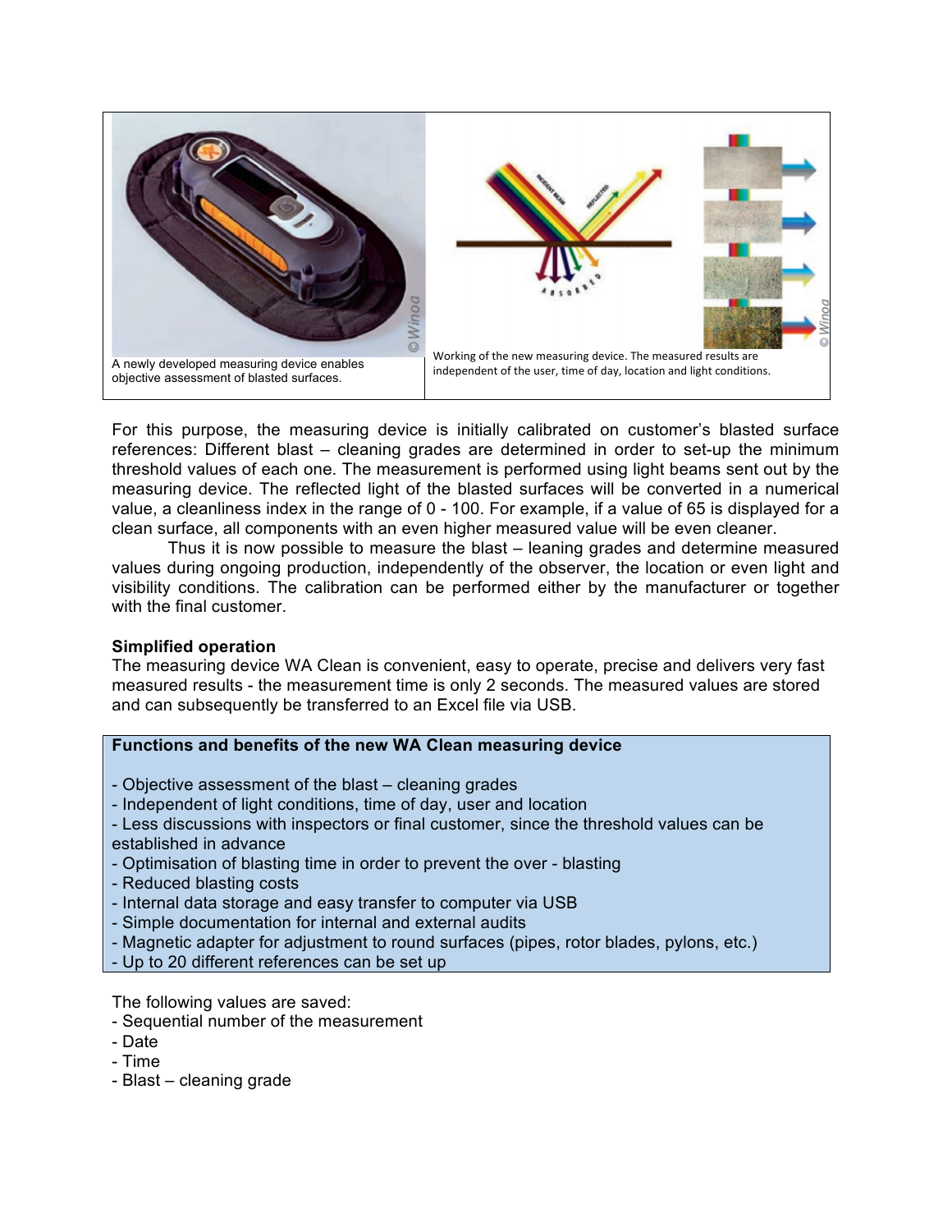A newly developed measuring device enables objective assessment of blasted surfaces.

Working of the new measuring device. The measured results are independent of the user, time of day, location and light conditions.

For this purpose, the measuring device is initially calibrated on customer's blasted surface references: Different blast – cleaning grades are determined in order to set-up the minimum threshold values of each one. The measurement is performed using light beams sent out by the measuring device. The reflected light of the blasted surfaces will be converted in a numerical value, a cleanliness index in the range of 0 - 100. For example, if a value of 65 is displayed for a clean surface, all components with an even higher measured value will be even cleaner.

Thus it is now possible to measure the blast – leaning grades and determine measured values during ongoing production, independently of the observer, the location or even light and visibility conditions. The calibration can be performed either by the manufacturer or together with the final customer.

**Simplified operation**

The measuring device WA Clean is convenient, easy to operate, precise and delivers very fast measured results - the measurement time is only 2 seconds. The measured values are stored and can subsequently be transferred to an Excel file via USB.

**Functions and benefits of the new WA Clean measuring device**

- Objective assessment of the blast – cleaning grades
- Independent of light conditions, time of day, user and location
- Less discussions with inspectors or final customer, since the threshold values can be established in advance
- Optimisation of blasting time in order to prevent the over - blasting
- Reduced blasting costs
- Internal data storage and easy transfer to computer via USB
- Simple documentation for internal and external audits
- Magnetic adapter for adjustment to round surfaces (pipes, rotor blades, pylons, etc.)
- Up to 20 different references can be set up

The following values are saved:

- Sequential number of the measurement
- Date
- Time
- Blast – cleaning grade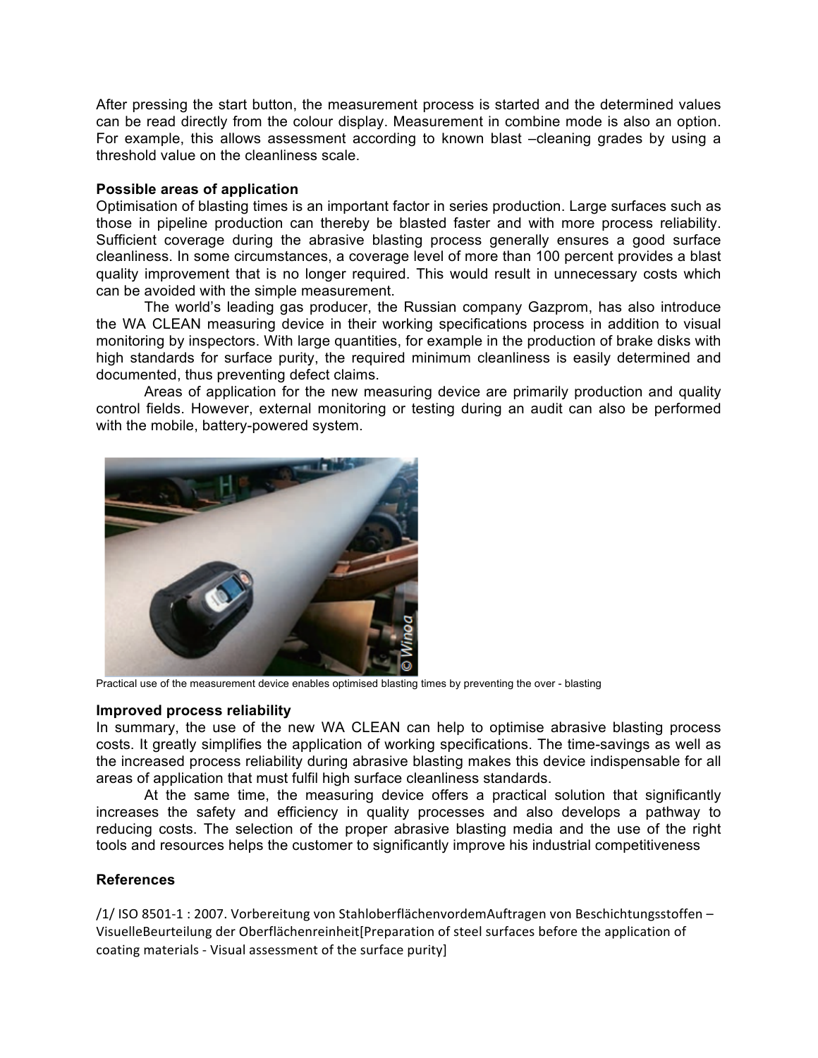After pressing the start button, the measurement process is started and the determined values can be read directly from the colour display. Measurement in combine mode is also an option. For example, this allows assessment according to known blast –cleaning grades by using a threshold value on the cleanliness scale.

**Possible areas of application**

Optimisation of blasting times is an important factor in series production. Large surfaces such as those in pipeline production can thereby be blasted faster and with more process reliability. Sufficient coverage during the abrasive blasting process generally ensures a good surface cleanliness. In some circumstances, a coverage level of more than 100 percent provides a blast quality improvement that is no longer required. This would result in unnecessary costs which can be avoided with the simple measurement.

The world's leading gas producer, the Russian company Gazprom, has also introduce the WA CLEAN measuring device in their working specifications process in addition to visual monitoring by inspectors. With large quantities, for example in the production of brake disks with high standards for surface purity, the required minimum cleanliness is easily determined and documented, thus preventing defect claims.

Areas of application for the new measuring device are primarily production and quality control fields. However, external monitoring or testing during an audit can also be performed with the mobile, battery-powered system.

Practical use of the measurement device enables optimised blasting times by preventing the over - blasting

**Improved process reliability**

In summary, the use of the new WA CLEAN can help to optimise abrasive blasting process costs. It greatly simplifies the application of working specifications. The time-savings as well as the increased process reliability during abrasive blasting makes this device indispensable for all areas of application that must fulfil high surface cleanliness standards.

At the same time, the measuring device offers a practical solution that significantly increases the safety and efficiency in quality processes and also develops a pathway to reducing costs. The selection of the proper abrasive blasting media and the use of the right tools and resources helps the customer to significantly improve his industrial competitiveness

**References**

/1/ ISO 8501-1 : 2007. Vorbereitung von StahloberflächenvordemAuftragen von Beschichtungsstoffen – VisuelleBeurteilung der Oberflächenreinheit[Preparation of steel surfaces before the application of coating materials - Visual assessment of the surface purity]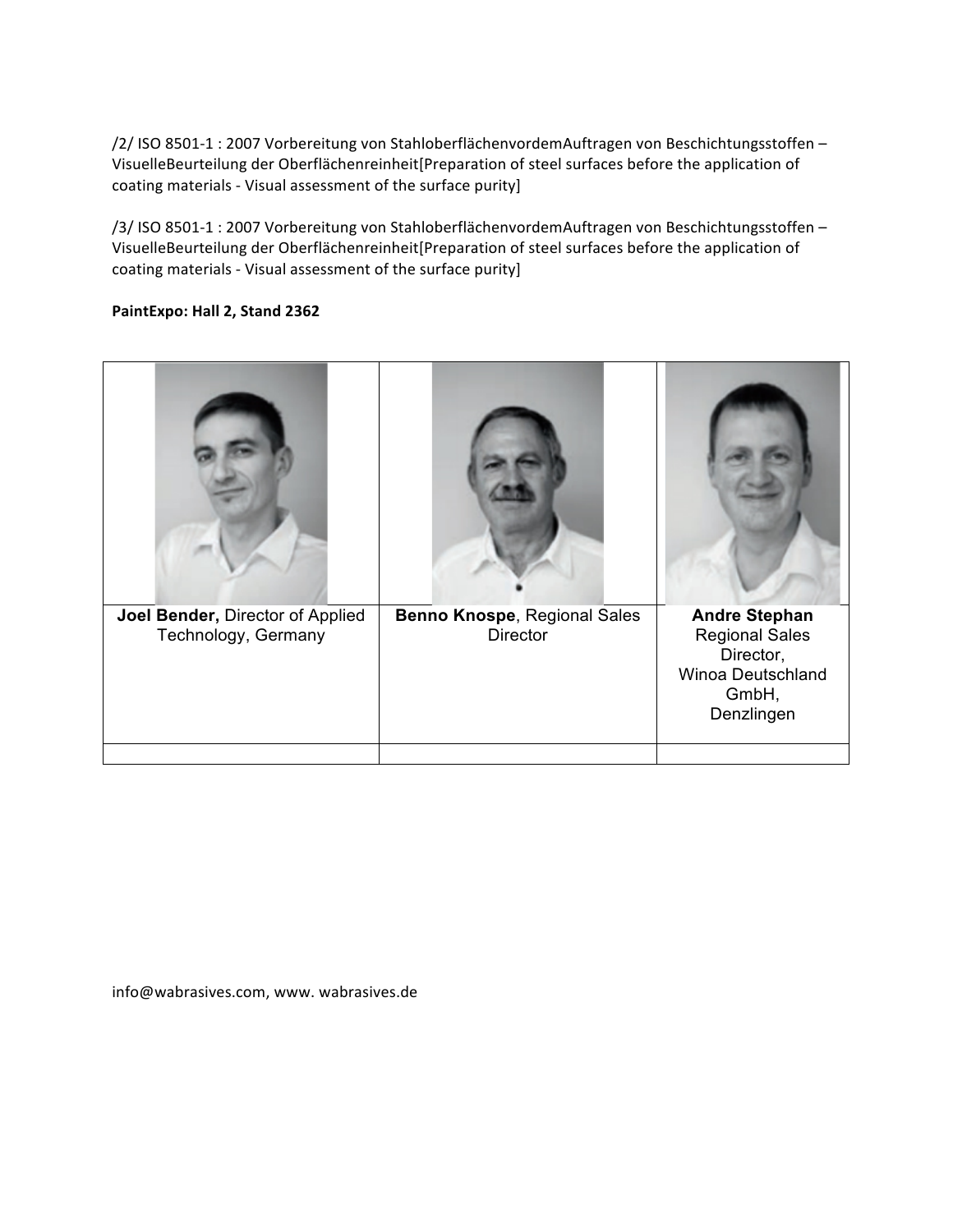/2/ ISO 8501-1 : 2007 Vorbereitung von StahloberflächenvordemAuftragen von Beschichtungsstoffen – VisuelleBeurteilung der Oberflächenreinheit[Preparation of steel surfaces before the application of coating materials - Visual assessment of the surface purity]

/3/ ISO 8501-1 : 2007 Vorbereitung von StahloberflächenvordemAuftragen von Beschichtungsstoffen – VisuelleBeurteilung der Oberflächenreinheit[Preparation of steel surfaces before the application of coating materials - Visual assessment of the surface purity]

**PaintExpo: Hall 2, Stand 2362**

| | | |
|---|---|---|
| **Joel Bender,** Director of Applied Technology, Germany | **Benno Knospe**, Regional Sales Director | **Andre Stephan** Regional Sales Director, Winoa Deutschland GmbH, Denzlingen |
| | | |

info@wabrasives.com, www. wabrasives.de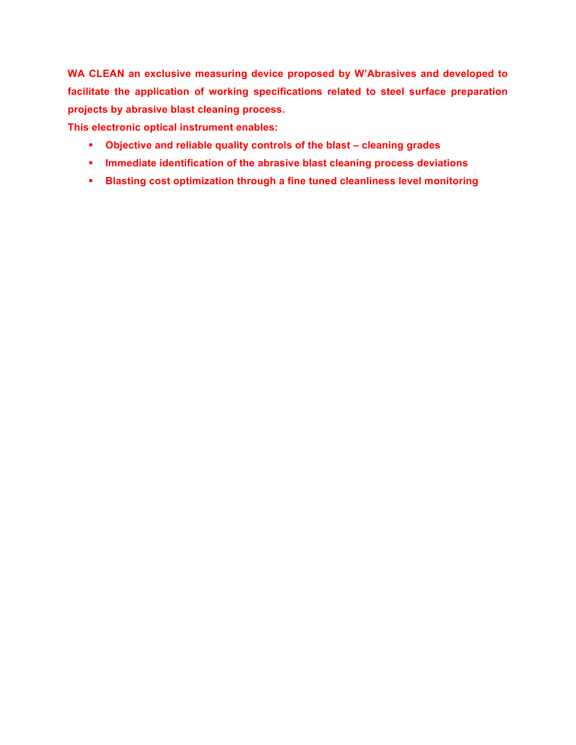**WA CLEAN an exclusive measuring device proposed by W'Abrasives and developed to facilitate the application of working specifications related to steel surface preparation projects by abrasive blast cleaning process.**

**This electronic optical instrument enables:**

- **Objective and reliable quality controls of the blast – cleaning grades**
- **Immediate identification of the abrasive blast cleaning process deviations**
- **Blasting cost optimization through a fine tuned cleanliness level monitoring**